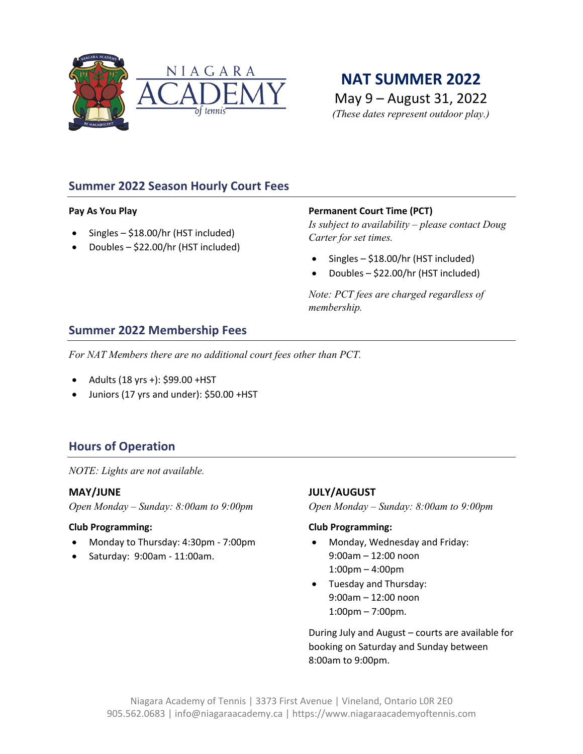NIAGARA ACADEMY of tennis

# NAT SUMMER 2022

May 9 – August 31, 2022

*(These dates represent outdoor play.)*

## Summer 2022 Season Hourly Court Fees

**Pay As You Play**

- Singles – $18.00/hr (HST included)
- Doubles – $22.00/hr (HST included)

**Permanent Court Time (PCT)**

*Is subject to availability – please contact Doug Carter for set times.*

- Singles – $18.00/hr (HST included)
- Doubles – $22.00/hr (HST included)

*Note: PCT fees are charged regardless of membership.*

## Summer 2022 Membership Fees

*For NAT Members there are no additional court fees other than PCT.*

- Adults (18 yrs +): $99.00 +HST
- Juniors (17 yrs and under): $50.00 +HST

## Hours of Operation

*NOTE: Lights are not available.*

**MAY/JUNE**

*Open Monday – Sunday: 8:00am to 9:00pm*

**Club Programming:**

- Monday to Thursday: 4:30pm - 7:00pm
- Saturday: 9:00am - 11:00am.

**JULY/AUGUST**

*Open Monday – Sunday: 8:00am to 9:00pm*

**Club Programming:**

- Monday, Wednesday and Friday:
  9:00am – 12:00 noon
  1:00pm – 4:00pm
- Tuesday and Thursday:
  9:00am – 12:00 noon
  1:00pm – 7:00pm.

During July and August – courts are available for booking on Saturday and Sunday between 8:00am to 9:00pm.

Niagara Academy of Tennis | 3373 First Avenue | Vineland, Ontario L0R 2E0
905.562.0683 | info@niagaraacademy.ca | https://www.niagaraacademyoftennis.com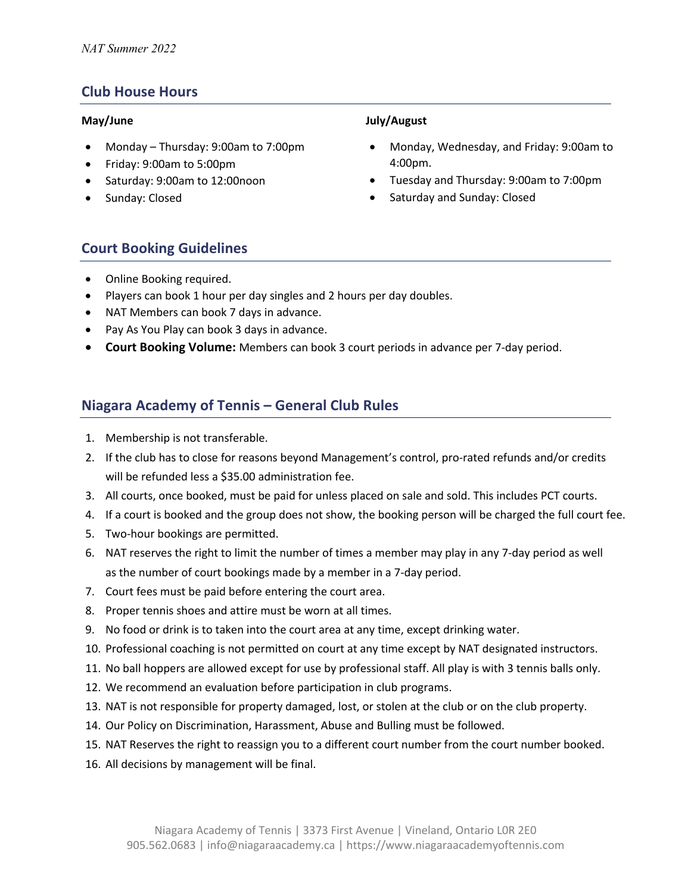## Club House Hours

**May/June**

- Monday – Thursday: 9:00am to 7:00pm
- Friday: 9:00am to 5:00pm
- Saturday: 9:00am to 12:00noon
- Sunday: Closed

**July/August**

- Monday, Wednesday, and Friday: 9:00am to 4:00pm.
- Tuesday and Thursday: 9:00am to 7:00pm
- Saturday and Sunday: Closed

## Court Booking Guidelines

- Online Booking required.
- Players can book 1 hour per day singles and 2 hours per day doubles.
- NAT Members can book 7 days in advance.
- Pay As You Play can book 3 days in advance.
- **Court Booking Volume:** Members can book 3 court periods in advance per 7-day period.

## Niagara Academy of Tennis – General Club Rules

1. Membership is not transferable.
2. If the club has to close for reasons beyond Management's control, pro-rated refunds and/or credits will be refunded less a $35.00 administration fee.
3. All courts, once booked, must be paid for unless placed on sale and sold. This includes PCT courts.
4. If a court is booked and the group does not show, the booking person will be charged the full court fee.
5. Two-hour bookings are permitted.
6. NAT reserves the right to limit the number of times a member may play in any 7-day period as well as the number of court bookings made by a member in a 7-day period.
7. Court fees must be paid before entering the court area.
8. Proper tennis shoes and attire must be worn at all times.
9. No food or drink is to taken into the court area at any time, except drinking water.
10. Professional coaching is not permitted on court at any time except by NAT designated instructors.
11. No ball hoppers are allowed except for use by professional staff. All play is with 3 tennis balls only.
12. We recommend an evaluation before participation in club programs.
13. NAT is not responsible for property damaged, lost, or stolen at the club or on the club property.
14. Our Policy on Discrimination, Harassment, Abuse and Bulling must be followed.
15. NAT Reserves the right to reassign you to a different court number from the court number booked.
16. All decisions by management will be final.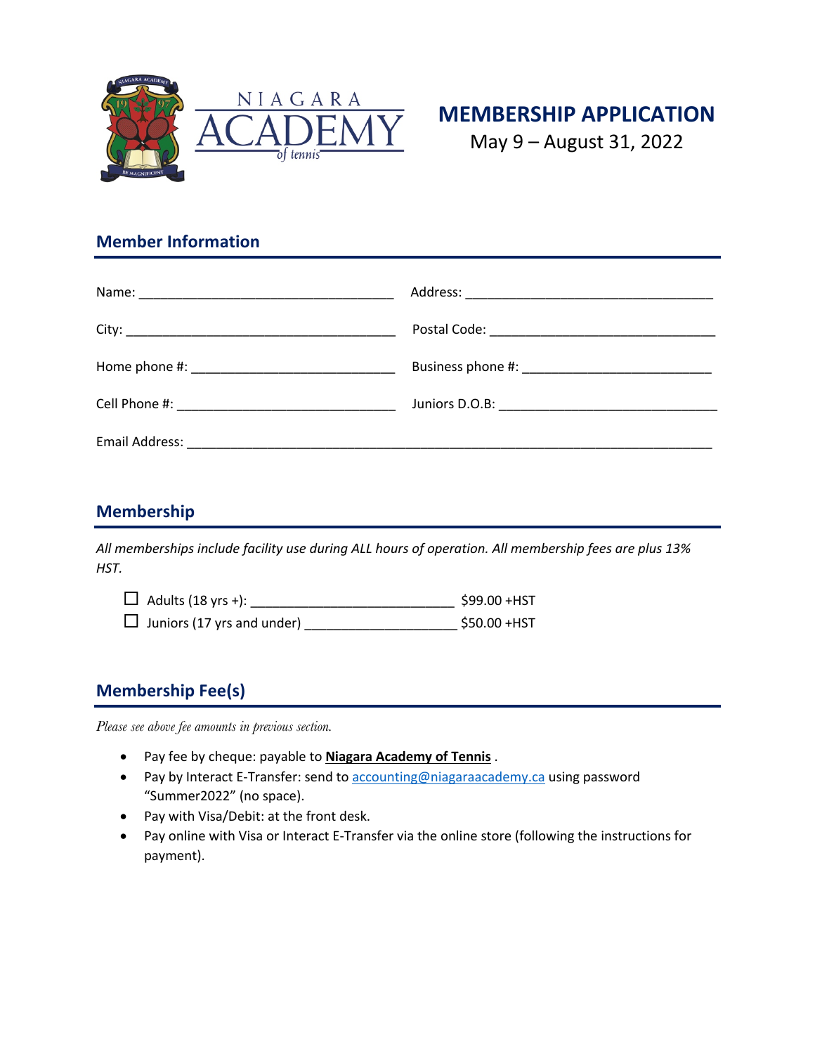NIAGARA ACADEMY of tennis

# MEMBERSHIP APPLICATION

May 9 – August 31, 2022

## Member Information

Name: ___________________________________ Address: ___________________________________

City: ___________________________________ Postal Code: ___________________________________

Home phone #: ___________________________ Business phone #: ___________________________

Cell Phone #: ____________________________ Juniors D.O.B: ______________________________

Email Address: _____________________________________________________________________

## Membership

*All memberships include facility use during ALL hours of operation. All membership fees are plus 13% HST.*

- ☐ Adults (18 yrs +): ___________________________ $99.00 +HST
- ☐ Juniors (17 yrs and under) ____________________ $50.00 +HST

## Membership Fee(s)

*Please see above fee amounts in previous section.*

- Pay fee by cheque: payable to **Niagara Academy of Tennis** .
- Pay by Interact E-Transfer: send to accounting@niagaraacademy.ca using password “Summer2022” (no space).
- Pay with Visa/Debit: at the front desk.
- Pay online with Visa or Interact E-Transfer via the online store (following the instructions for payment).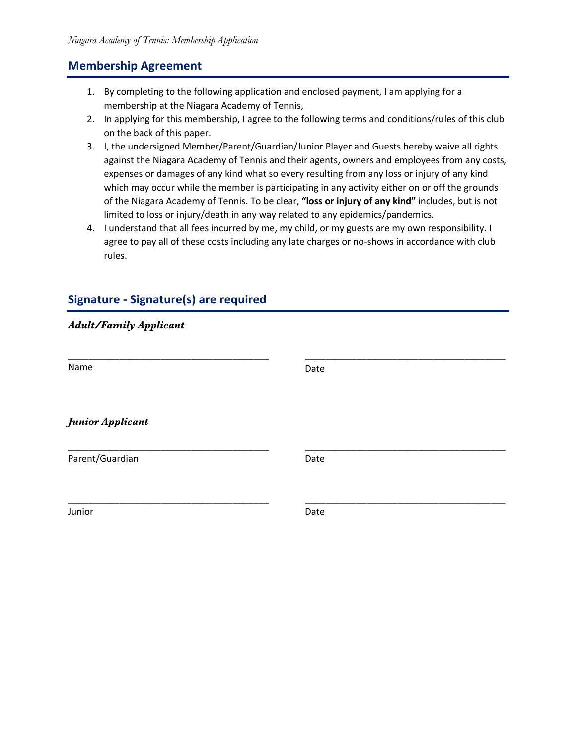## Membership Agreement

1. By completing to the following application and enclosed payment, I am applying for a membership at the Niagara Academy of Tennis,
2. In applying for this membership, I agree to the following terms and conditions/rules of this club on the back of this paper.
3. I, the undersigned Member/Parent/Guardian/Junior Player and Guests hereby waive all rights against the Niagara Academy of Tennis and their agents, owners and employees from any costs, expenses or damages of any kind what so every resulting from any loss or injury of any kind which may occur while the member is participating in any activity either on or off the grounds of the Niagara Academy of Tennis. To be clear, **"loss or injury of any kind"** includes, but is not limited to loss or injury/death in any way related to any epidemics/pandemics.
4. I understand that all fees incurred by me, my child, or my guests are my own responsibility. I agree to pay all of these costs including any late charges or no-shows in accordance with club rules.

## Signature - Signature(s) are required

***Adult/Family Applicant***

_______________________________________ _______________________________________

Name Date

***Junior Applicant***

_______________________________________ _______________________________________

Parent/Guardian Date

_______________________________________ _______________________________________

Junior Date